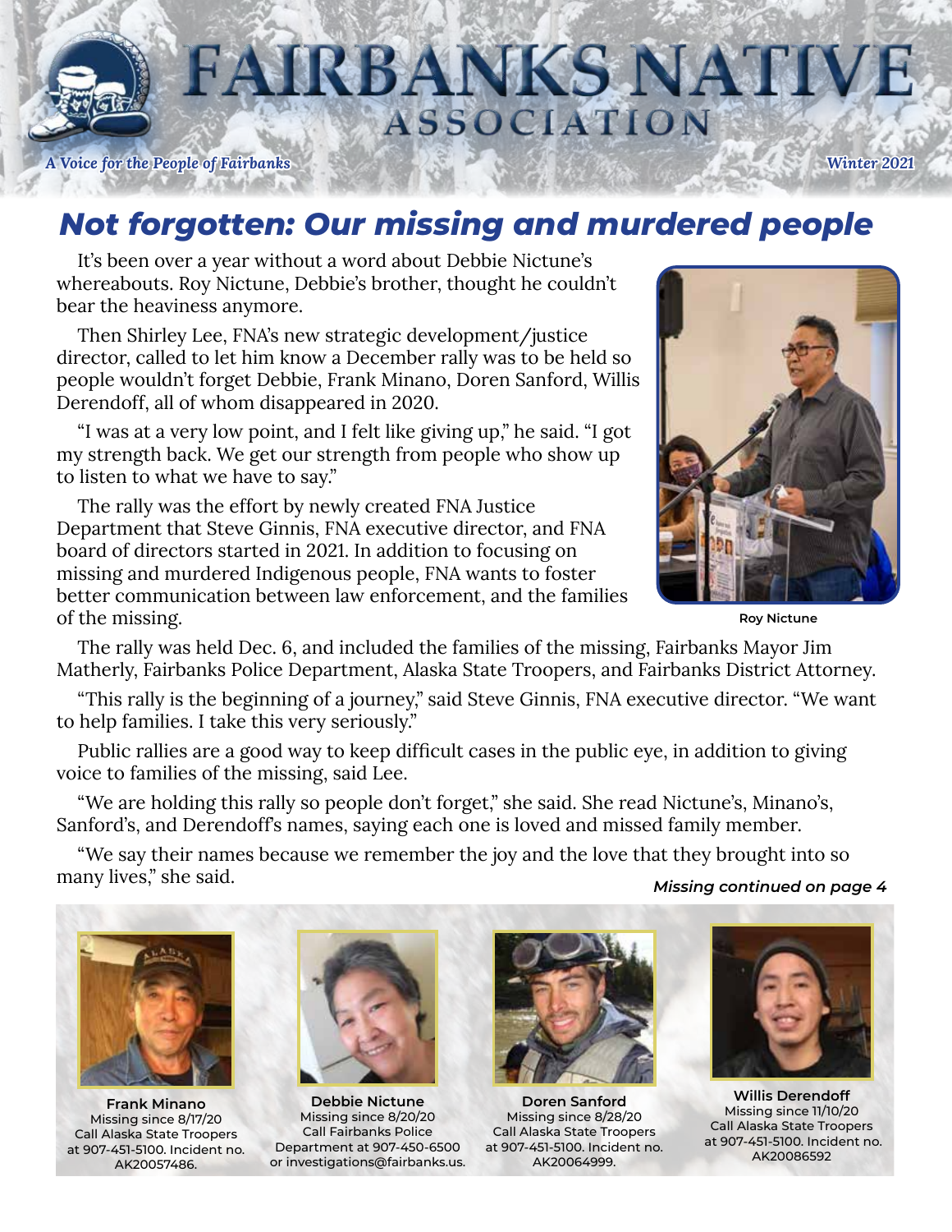# FAIRBANKS NATIVE ASSOCIATION

*A Voice for the People of Fairbanks* — *Winter 2021*

## *Not forgotten: Our missing and murdered people*

It's been over a year without a word about Debbie Nictune's whereabouts. Roy Nictune, Debbie's brother, thought he couldn't bear the heaviness anymore.

Then Shirley Lee, FNA's new strategic development/justice director, called to let him know a December rally was to be held so people wouldn't forget Debbie, Frank Minano, Doren Sanford, Willis Derendoff, all of whom disappeared in 2020.

"I was at a very low point, and I felt like giving up," he said. "I got my strength back. We get our strength from people who show up to listen to what we have to say."

The rally was the effort by newly created FNA Justice Department that Steve Ginnis, FNA executive director, and FNA board of directors started in 2021. In addition to focusing on missing and murdered Indigenous people, FNA wants to foster better communication between law enforcement, and the families of the missing.

**Roy Nictune**

The rally was held Dec. 6, and included the families of the missing, Fairbanks Mayor Jim Matherly, Fairbanks Police Department, Alaska State Troopers, and Fairbanks District Attorney.

"This rally is the beginning of a journey," said Steve Ginnis, FNA executive director. "We want to help families. I take this very seriously."

Public rallies are a good way to keep difficult cases in the public eye, in addition to giving voice to families of the missing, said Lee.

"We are holding this rally so people don't forget," she said. She read Nictune's, Minano's, Sanford's, and Derendoff's names, saying each one is loved and missed family member.

"We say their names because we remember the joy and the love that they brought into so many lives," she said.

*Missing continued on page 4*

**Frank Minano**
Missing since 8/17/20
Call Alaska State Troopers at 907-451-5100. Incident no. AK20057486.

**Debbie Nictune**
Missing since 8/20/20
Call Fairbanks Police Department at 907-450-6500 or investigations@fairbanks.us.

**Doren Sanford**
Missing since 8/28/20
Call Alaska State Troopers at 907-451-5100. Incident no. AK20064999.

**Willis Derendoff**
Missing since 11/10/20
Call Alaska State Troopers at 907-451-5100. Incident no. AK20086592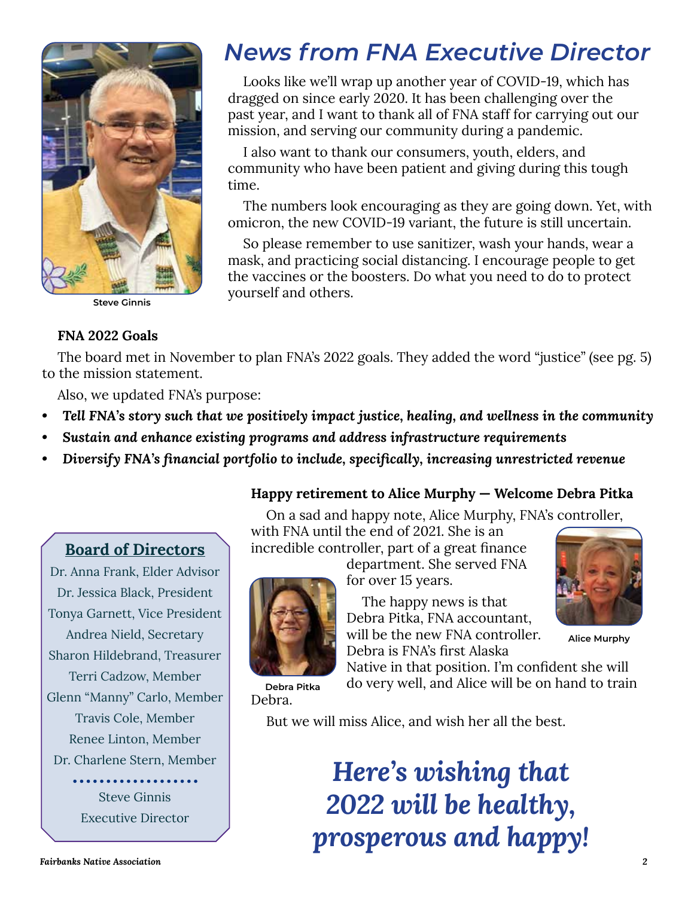# News from FNA Executive Director

Steve Ginnis

Looks like we'll wrap up another year of COVID-19, which has dragged on since early 2020. It has been challenging over the past year, and I want to thank all of FNA staff for carrying out our mission, and serving our community during a pandemic.

I also want to thank our consumers, youth, elders, and community who have been patient and giving during this tough time.

The numbers look encouraging as they are going down. Yet, with omicron, the new COVID-19 variant, the future is still uncertain.

So please remember to use sanitizer, wash your hands, wear a mask, and practicing social distancing. I encourage people to get the vaccines or the boosters. Do what you need to do to protect yourself and others.

**FNA 2022 Goals**

The board met in November to plan FNA's 2022 goals. They added the word "justice" (see pg. 5) to the mission statement.

Also, we updated FNA's purpose:

- ***Tell FNA's story such that we positively impact justice, healing, and wellness in the community***
- ***Sustain and enhance existing programs and address infrastructure requirements***
- ***Diversify FNA's financial portfolio to include, specifically, increasing unrestricted revenue***

**Happy retirement to Alice Murphy — Welcome Debra Pitka**

On a sad and happy note, Alice Murphy, FNA's controller, with FNA until the end of 2021. She is an incredible controller, part of a great finance department. She served FNA for over 15 years.

The happy news is that Debra Pitka, FNA accountant, will be the new FNA controller. Debra is FNA's first Alaska Native in that position. I'm confident she will do very well, and Alice will be on hand to train Debra.

Alice Murphy

Debra Pitka

But we will miss Alice, and wish her all the best.

## Board of Directors

Dr. Anna Frank, Elder Advisor
Dr. Jessica Black, President
Tonya Garnett, Vice President
Andrea Nield, Secretary
Sharon Hildebrand, Treasurer
Terri Cadzow, Member
Glenn "Manny" Carlo, Member
Travis Cole, Member
Renee Linton, Member
Dr. Charlene Stern, Member

Steve Ginnis
Executive Director

***Here's wishing that 2022 will be healthy, prosperous and happy!***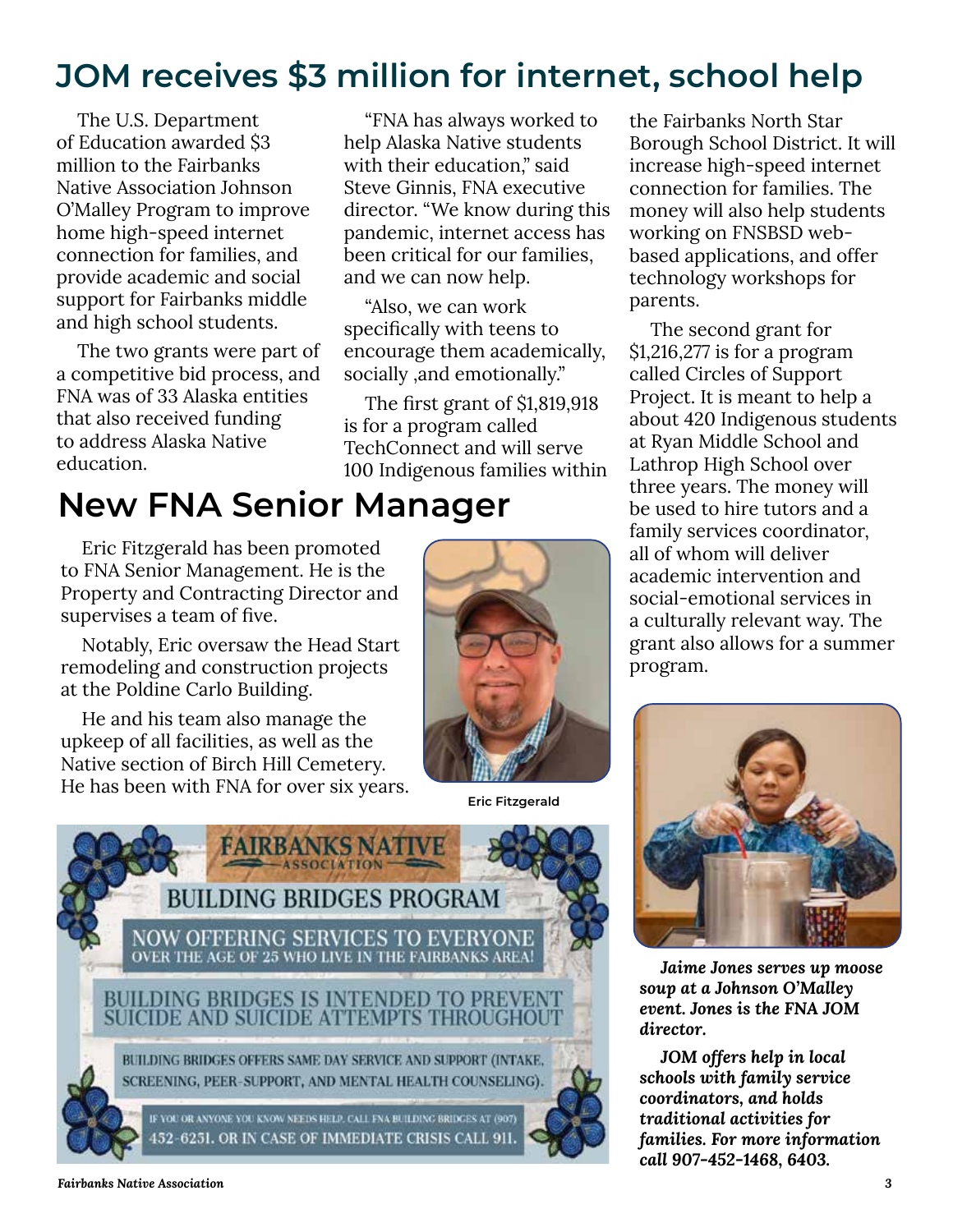# JOM receives $3 million for internet, school help

The U.S. Department of Education awarded $3 million to the Fairbanks Native Association Johnson O'Malley Program to improve home high-speed internet connection for families, and provide academic and social support for Fairbanks middle and high school students.

The two grants were part of a competitive bid process, and FNA was of 33 Alaska entities that also received funding to address Alaska Native education.

"FNA has always worked to help Alaska Native students with their education," said Steve Ginnis, FNA executive director. "We know during this pandemic, internet access has been critical for our families, and we can now help.

"Also, we can work specifically with teens to encourage them academically, socially ,and emotionally."

The first grant of $1,819,918 is for a program called TechConnect and will serve 100 Indigenous families within the Fairbanks North Star Borough School District. It will increase high-speed internet connection for families. The money will also help students working on FNSBSD web-based applications, and offer technology workshops for parents.

The second grant for $1,216,277 is for a program called Circles of Support Project. It is meant to help a about 420 Indigenous students at Ryan Middle School and Lathrop High School over three years. The money will be used to hire tutors and a family services coordinator, all of whom will deliver academic intervention and social-emotional services in a culturally relevant way. The grant also allows for a summer program.

***Jaime Jones serves up moose soup at a Johnson O'Malley event. Jones is the FNA JOM director.***

***JOM offers help in local schools with family service coordinators, and holds traditional activities for families. For more information call 907-452-1468, 6403.***

# New FNA Senior Manager

Eric Fitzgerald has been promoted to FNA Senior Management. He is the Property and Contracting Director and supervises a team of five.

Notably, Eric oversaw the Head Start remodeling and construction projects at the Poldine Carlo Building.

He and his team also manage the upkeep of all facilities, as well as the Native section of Birch Hill Cemetery. He has been with FNA for over six years.

**Eric Fitzgerald**

FAIRBANKS NATIVE ASSOCIATION

BUILDING BRIDGES PROGRAM

NOW OFFERING SERVICES TO EVERYONE OVER THE AGE OF 25 WHO LIVE IN THE FAIRBANKS AREA!

BUILDING BRIDGES IS INTENDED TO PREVENT SUICIDE AND SUICIDE ATTEMPTS THROUGHOUT

BUILDING BRIDGES OFFERS SAME DAY SERVICE AND SUPPORT (INTAKE, SCREENING, PEER-SUPPORT, AND MENTAL HEALTH COUNSELING).

IF YOU OR ANYONE YOU KNOW NEEDS HELP, CALL FNA BUILDING BRIDGES AT (907) 452-6251. OR IN CASE OF IMMEDIATE CRISIS CALL 911.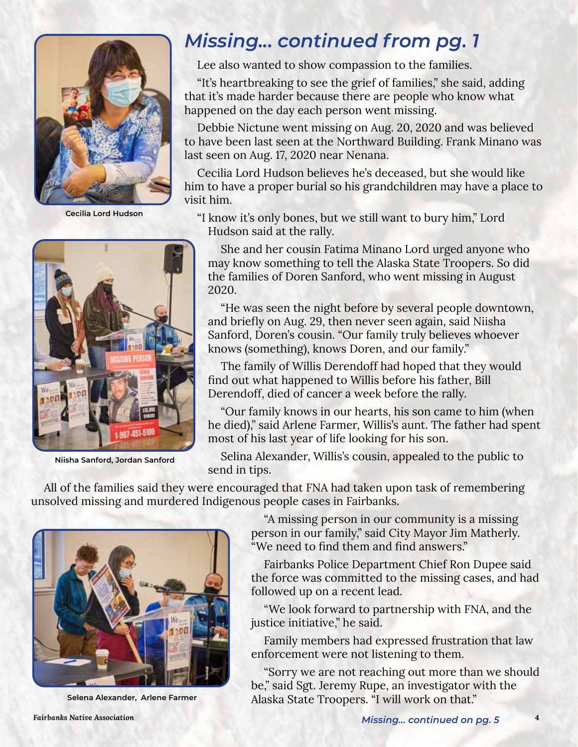## *Missing... continued from pg. 1*

Lee also wanted to show compassion to the families.

"It's heartbreaking to see the grief of families," she said, adding that it's made harder because there are people who know what happened on the day each person went missing.

Debbie Nictune went missing on Aug. 20, 2020 and was believed to have been last seen at the Northward Building. Frank Minano was last seen on Aug. 17, 2020 near Nenana.

Cecilia Lord Hudson believes he's deceased, but she would like him to have a proper burial so his grandchildren may have a place to visit him.

Cecilia Lord Hudson

"I know it's only bones, but we still want to bury him," Lord Hudson said at the rally.

She and her cousin Fatima Minano Lord urged anyone who may know something to tell the Alaska State Troopers. So did the families of Doren Sanford, who went missing in August 2020.

"He was seen the night before by several people downtown, and briefly on Aug. 29, then never seen again, said Niisha Sanford, Doren's cousin. "Our family truly believes whoever knows (something), knows Doren, and our family."

The family of Willis Derendoff had hoped that they would find out what happened to Willis before his father, Bill Derendoff, died of cancer a week before the rally.

"Our family knows in our hearts, his son came to him (when he died)," said Arlene Farmer, Willis's aunt. The father had spent most of his last year of life looking for his son.

Niisha Sanford, Jordan Sanford

Selina Alexander, Willis's cousin, appealed to the public to send in tips.

All of the families said they were encouraged that FNA had taken upon task of remembering unsolved missing and murdered Indigenous people cases in Fairbanks.

"A missing person in our community is a missing person in our family," said City Mayor Jim Matherly. "We need to find them and find answers."

Fairbanks Police Department Chief Ron Dupee said the force was committed to the missing cases, and had followed up on a recent lead.

"We look forward to partnership with FNA, and the justice initiative," he said.

Family members had expressed frustration that law enforcement were not listening to them.

"Sorry we are not reaching out more than we should be," said Sgt. Jeremy Rupe, an investigator with the Alaska State Troopers. "I will work on that."

Selena Alexander, Arlene Farmer

*Missing... continued on pg. 5*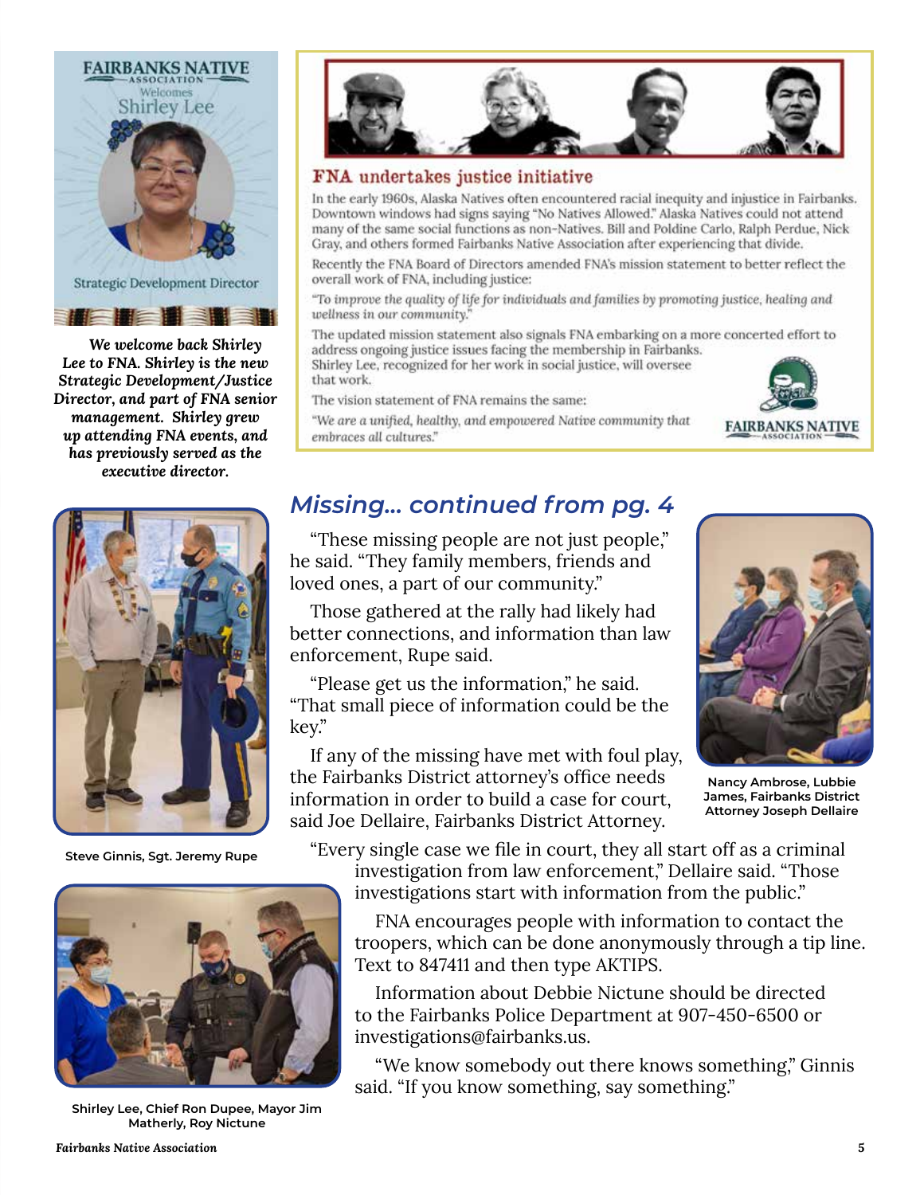FAIRBANKS NATIVE ASSOCIATION

Welcomes

Shirley Lee

Strategic Development Director

*We welcome back Shirley Lee to FNA. Shirley is the new Strategic Development/Justice Director, and part of FNA senior management. Shirley grew up attending FNA events, and has previously served as the executive director.*

## FNA undertakes justice initiative

In the early 1960s, Alaska Natives often encountered racial inequity and injustice in Fairbanks. Downtown windows had signs saying "No Natives Allowed." Alaska Natives could not attend many of the same social functions as non-Natives. Bill and Poldine Carlo, Ralph Perdue, Nick Gray, and others formed Fairbanks Native Association after experiencing that divide.

Recently the FNA Board of Directors amended FNA's mission statement to better reflect the overall work of FNA, including justice:

*"To improve the quality of life for individuals and families by promoting justice, healing and wellness in our community."*

The updated mission statement also signals FNA embarking on a more concerted effort to address ongoing justice issues facing the membership in Fairbanks. Shirley Lee, recognized for her work in social justice, will oversee that work.

The vision statement of FNA remains the same:

*"We are a unified, healthy, and empowered Native community that embraces all cultures."*

FAIRBANKS NATIVE ASSOCIATION

## *Missing... continued from pg. 4*

"These missing people are not just people," he said. "They family members, friends and loved ones, a part of our community."

Those gathered at the rally had likely had better connections, and information than law enforcement, Rupe said.

"Please get us the information," he said. "That small piece of information could be the key."

If any of the missing have met with foul play, the Fairbanks District attorney's office needs information in order to build a case for court, said Joe Dellaire, Fairbanks District Attorney.

"Every single case we file in court, they all start off as a criminal investigation from law enforcement," Dellaire said. "Those investigations start with information from the public."

FNA encourages people with information to contact the troopers, which can be done anonymously through a tip line. Text to 847411 and then type AKTIPS.

Information about Debbie Nictune should be directed to the Fairbanks Police Department at 907-450-6500 or investigations@fairbanks.us.

"We know somebody out there knows something," Ginnis said. "If you know something, say something."

**Nancy Ambrose, Lubbie James, Fairbanks District Attorney Joseph Dellaire**

**Steve Ginnis, Sgt. Jeremy Rupe**

**Shirley Lee, Chief Ron Dupee, Mayor Jim Matherly, Roy Nictune**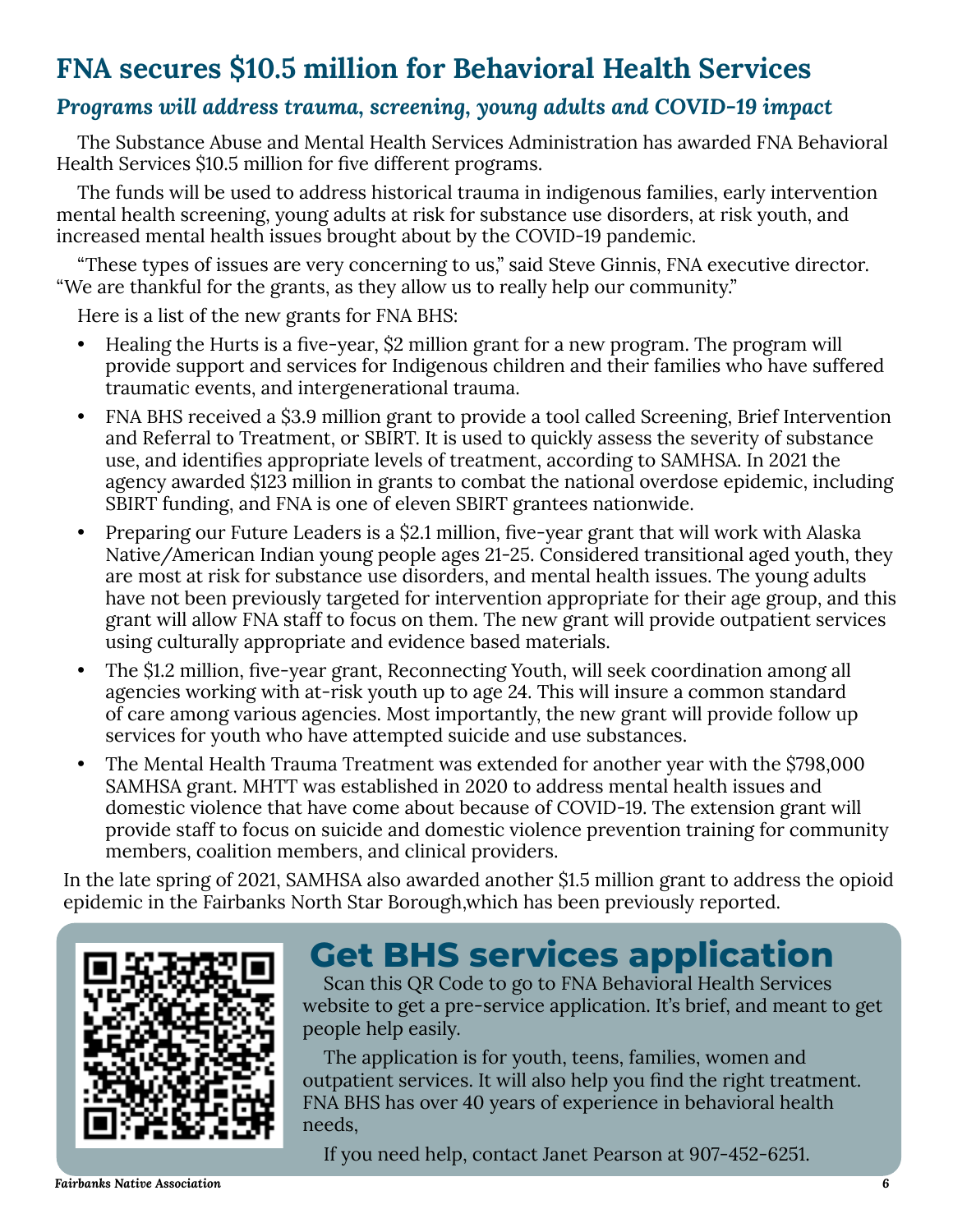# FNA secures $10.5 million for Behavioral Health Services

## *Programs will address trauma, screening, young adults and COVID-19 impact*

The Substance Abuse and Mental Health Services Administration has awarded FNA Behavioral Health Services $10.5 million for five different programs.

The funds will be used to address historical trauma in indigenous families, early intervention mental health screening, young adults at risk for substance use disorders, at risk youth, and increased mental health issues brought about by the COVID-19 pandemic.

“These types of issues are very concerning to us,” said Steve Ginnis, FNA executive director. “We are thankful for the grants, as they allow us to really help our community.”

Here is a list of the new grants for FNA BHS:

- Healing the Hurts is a five-year, $2 million grant for a new program. The program will provide support and services for Indigenous children and their families who have suffered traumatic events, and intergenerational trauma.
- FNA BHS received a $3.9 million grant to provide a tool called Screening, Brief Intervention and Referral to Treatment, or SBIRT. It is used to quickly assess the severity of substance use, and identifies appropriate levels of treatment, according to SAMHSA. In 2021 the agency awarded $123 million in grants to combat the national overdose epidemic, including SBIRT funding, and FNA is one of eleven SBIRT grantees nationwide.
- Preparing our Future Leaders is a $2.1 million, five-year grant that will work with Alaska Native/American Indian young people ages 21-25. Considered transitional aged youth, they are most at risk for substance use disorders, and mental health issues. The young adults have not been previously targeted for intervention appropriate for their age group, and this grant will allow FNA staff to focus on them. The new grant will provide outpatient services using culturally appropriate and evidence based materials.
- The $1.2 million, five-year grant, Reconnecting Youth, will seek coordination among all agencies working with at-risk youth up to age 24. This will insure a common standard of care among various agencies. Most importantly, the new grant will provide follow up services for youth who have attempted suicide and use substances.
- The Mental Health Trauma Treatment was extended for another year with the $798,000 SAMHSA grant. MHTT was established in 2020 to address mental health issues and domestic violence that have come about because of COVID-19. The extension grant will provide staff to focus on suicide and domestic violence prevention training for community members, coalition members, and clinical providers.

In the late spring of 2021, SAMHSA also awarded another $1.5 million grant to address the opioid epidemic in the Fairbanks North Star Borough,which has been previously reported.

## Get BHS services application

Scan this QR Code to go to FNA Behavioral Health Services website to get a pre-service application. It’s brief, and meant to get people help easily.

The application is for youth, teens, families, women and outpatient services. It will also help you find the right treatment. FNA BHS has over 40 years of experience in behavioral health needs,

If you need help, contact Janet Pearson at 907-452-6251.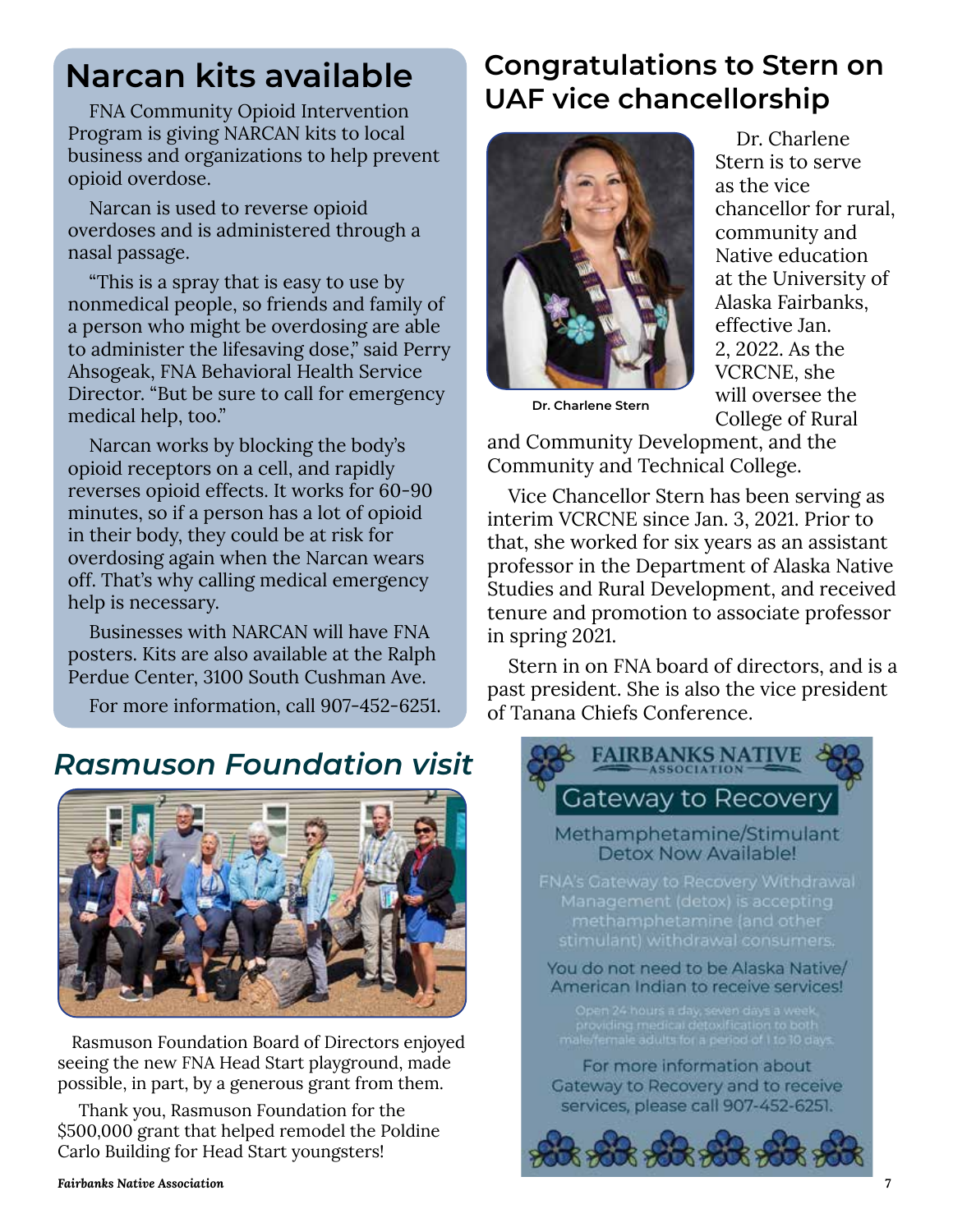## Narcan kits available

FNA Community Opioid Intervention Program is giving NARCAN kits to local business and organizations to help prevent opioid overdose.

Narcan is used to reverse opioid overdoses and is administered through a nasal passage.

"This is a spray that is easy to use by nonmedical people, so friends and family of a person who might be overdosing are able to administer the lifesaving dose," said Perry Ahsogeak, FNA Behavioral Health Service Director. "But be sure to call for emergency medical help, too."

Narcan works by blocking the body's opioid receptors on a cell, and rapidly reverses opioid effects. It works for 60-90 minutes, so if a person has a lot of opioid in their body, they could be at risk for overdosing again when the Narcan wears off. That's why calling medical emergency help is necessary.

Businesses with NARCAN will have FNA posters. Kits are also available at the Ralph Perdue Center, 3100 South Cushman Ave.

For more information, call 907-452-6251.

## *Rasmuson Foundation visit*

Rasmuson Foundation Board of Directors enjoyed seeing the new FNA Head Start playground, made possible, in part, by a generous grant from them.

Thank you, Rasmuson Foundation for the $500,000 grant that helped remodel the Poldine Carlo Building for Head Start youngsters!

## Congratulations to Stern on UAF vice chancellorship

**Dr. Charlene Stern**

Dr. Charlene Stern is to serve as the vice chancellor for rural, community and Native education at the University of Alaska Fairbanks, effective Jan. 2, 2022. As the VCRCNE, she will oversee the College of Rural and Community Development, and the Community and Technical College.

Vice Chancellor Stern has been serving as interim VCRCNE since Jan. 3, 2021. Prior to that, she worked for six years as an assistant professor in the Department of Alaska Native Studies and Rural Development, and received tenure and promotion to associate professor in spring 2021.

Stern in on FNA board of directors, and is a past president. She is also the vice president of Tanana Chiefs Conference.

**FAIRBANKS NATIVE ASSOCIATION**

### Gateway to Recovery

Methamphetamine/Stimulant Detox Now Available!

FNA's Gateway to Recovery Withdrawal Management (detox) is accepting methamphetamine (and other stimulant) withdrawal consumers.

You do not need to be Alaska Native/American Indian to receive services!

Open 24 hours a day, seven days a week, providing medical detoxification to both male/female adults for a period of 1 to 10 days.

For more information about Gateway to Recovery and to receive services, please call 907-452-6251.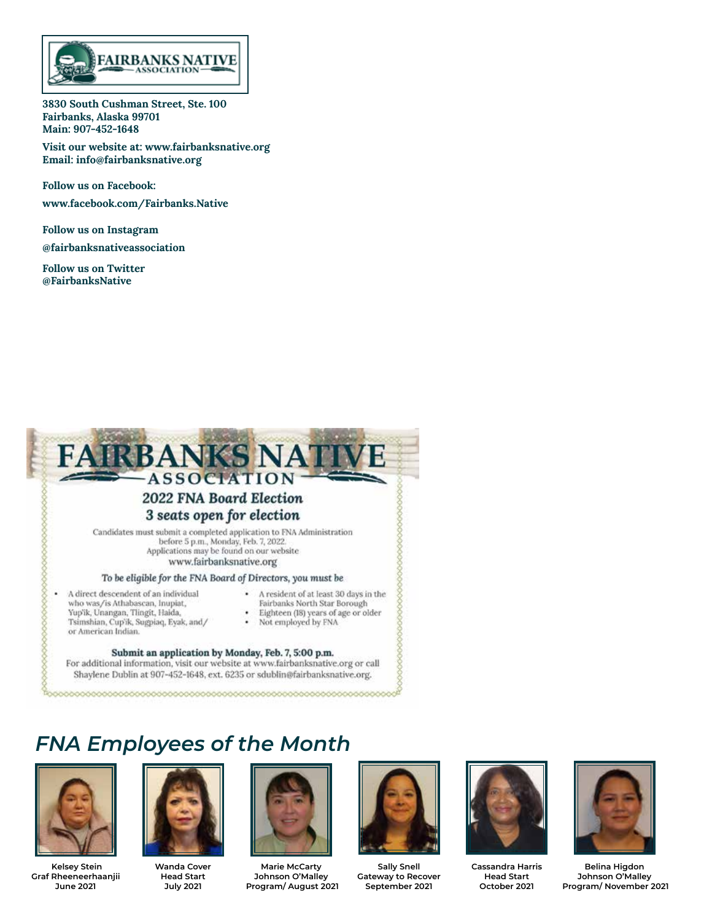FAIRBANKS NATIVE ASSOCIATION

**3830 South Cushman Street, Ste. 100**
**Fairbanks, Alaska 99701**
**Main: 907-452-1648**

**Visit our website at: www.fairbanksnative.org**
**Email: info@fairbanksnative.org**

**Follow us on Facebook:**

**www.facebook.com/Fairbanks.Native**

**Follow us on Instagram**

**@fairbanksnativeassociation**

**Follow us on Twitter**
**@FairbanksNative**

# FAIRBANKS NATIVE ASSOCIATION

## *2022 FNA Board Election*
## *3 seats open for election*

Candidates must submit a completed application to FNA Administration before 5 p.m., Monday, Feb. 7, 2022.
Applications may be found on our website
www.fairbanksnative.org

*To be eligible for the FNA Board of Directors, you must be*

- A direct descendent of an individual who was/is Athabascan, Inupiat, Yup'ik, Unangan, Tlingit, Haida, Tsimshian, Cup'ik, Sugpiaq, Eyak, and/or American Indian.
- A resident of at least 30 days in the Fairbanks North Star Borough
- Eighteen (18) years of age or older
- Not employed by FNA

**Submit an application by Monday, Feb. 7, 5:00 p.m.**
For additional information, visit our website at www.fairbanksnative.org or call Shaylene Dublin at 907-452-1648, ext. 6235 or sdublin@fairbanksnative.org.

## *FNA Employees of the Month*

**Kelsey Stein**
**Graf Rheeneerhaanjii**
**June 2021**

**Wanda Cover**
**Head Start**
**July 2021**

**Marie McCarty**
**Johnson O'Malley**
**Program/ August 2021**

**Sally Snell**
**Gateway to Recover**
**September 2021**

**Cassandra Harris**
**Head Start**
**October 2021**

**Belina Higdon**
**Johnson O'Malley**
**Program/ November 2021**